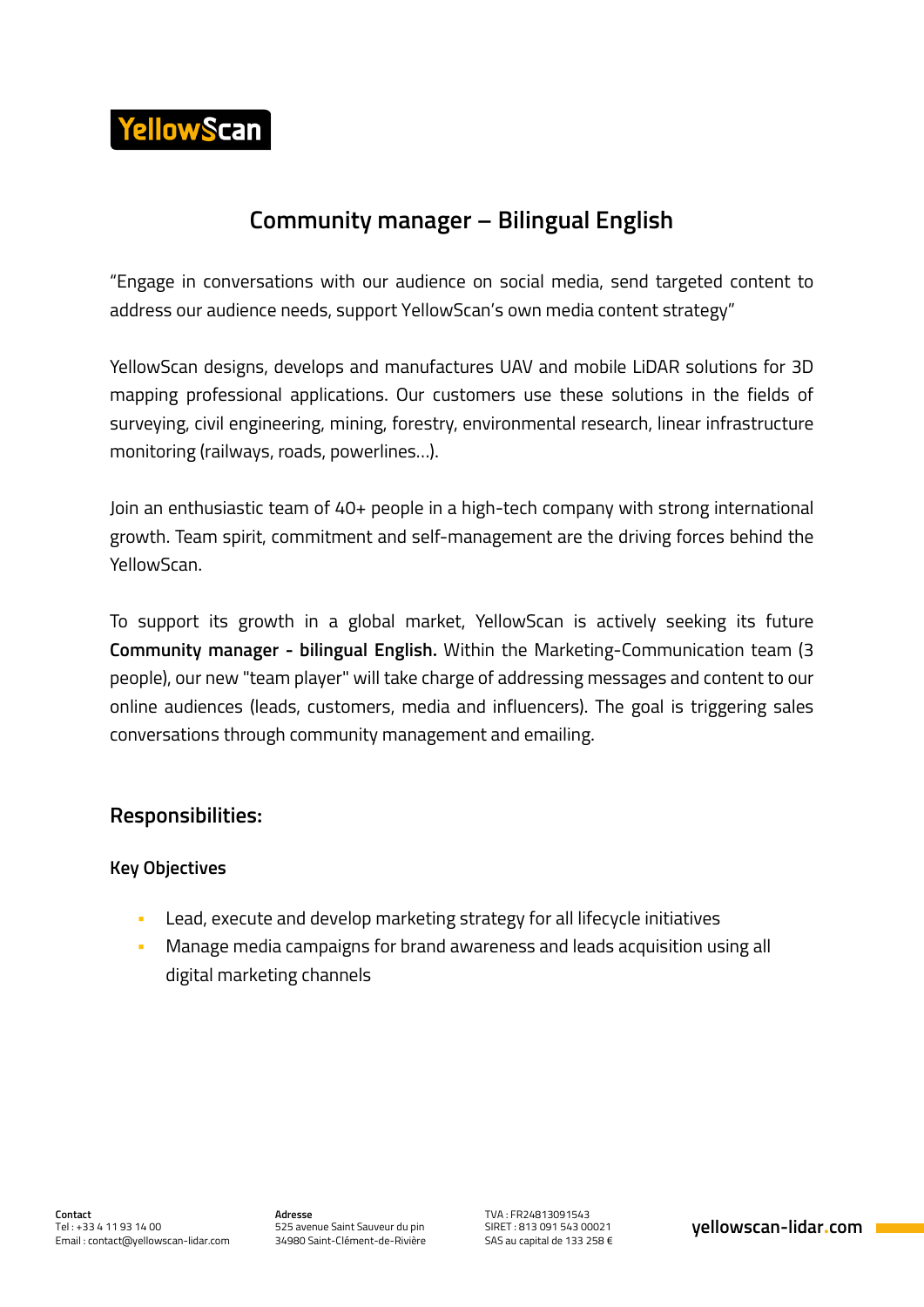YellowScan

# Community manager – Bilingual English

“Engage in conversations with our audience on social media, send targeted content to address our audience needs, support YellowScan’s own media content strategy”

YellowScan designs, develops and manufactures UAV and mobile LiDAR solutions for 3D mapping professional applications. Our customers use these solutions in the fields of surveying, civil engineering, mining, forestry, environmental research, linear infrastructure monitoring (railways, roads, powerlines…).

Join an enthusiastic team of 40+ people in a high-tech company with strong international growth. Team spirit, commitment and self-management are the driving forces behind the YellowScan.

To support its growth in a global market, YellowScan is actively seeking its future **Community manager - bilingual English.** Within the Marketing-Communication team (3 people), our new "team player" will take charge of addressing messages and content to our online audiences (leads, customers, media and influencers). The goal is triggering sales conversations through community management and emailing.

## Responsibilities:

### Key Objectives

- Lead, execute and develop marketing strategy for all lifecycle initiatives
- Manage media campaigns for brand awareness and leads acquisition using all digital marketing channels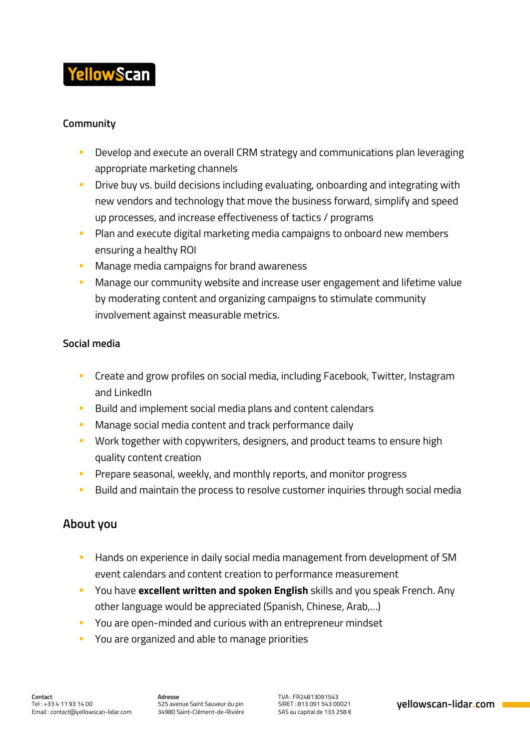### Community

- Develop and execute an overall CRM strategy and communications plan leveraging appropriate marketing channels
- Drive buy vs. build decisions including evaluating, onboarding and integrating with new vendors and technology that move the business forward, simplify and speed up processes, and increase effectiveness of tactics / programs
- Plan and execute digital marketing media campaigns to onboard new members ensuring a healthy ROI
- Manage media campaigns for brand awareness
- Manage our community website and increase user engagement and lifetime value by moderating content and organizing campaigns to stimulate community involvement against measurable metrics.

### Social media

- Create and grow profiles on social media, including Facebook, Twitter, Instagram and LinkedIn
- Build and implement social media plans and content calendars
- Manage social media content and track performance daily
- Work together with copywriters, designers, and product teams to ensure high quality content creation
- Prepare seasonal, weekly, and monthly reports, and monitor progress
- Build and maintain the process to resolve customer inquiries through social media

## About you

- Hands on experience in daily social media management from development of SM event calendars and content creation to performance measurement
- You have **excellent written and spoken English** skills and you speak French. Any other language would be appreciated (Spanish, Chinese, Arab,…)
- You are open-minded and curious with an entrepreneur mindset
- You are organized and able to manage priorities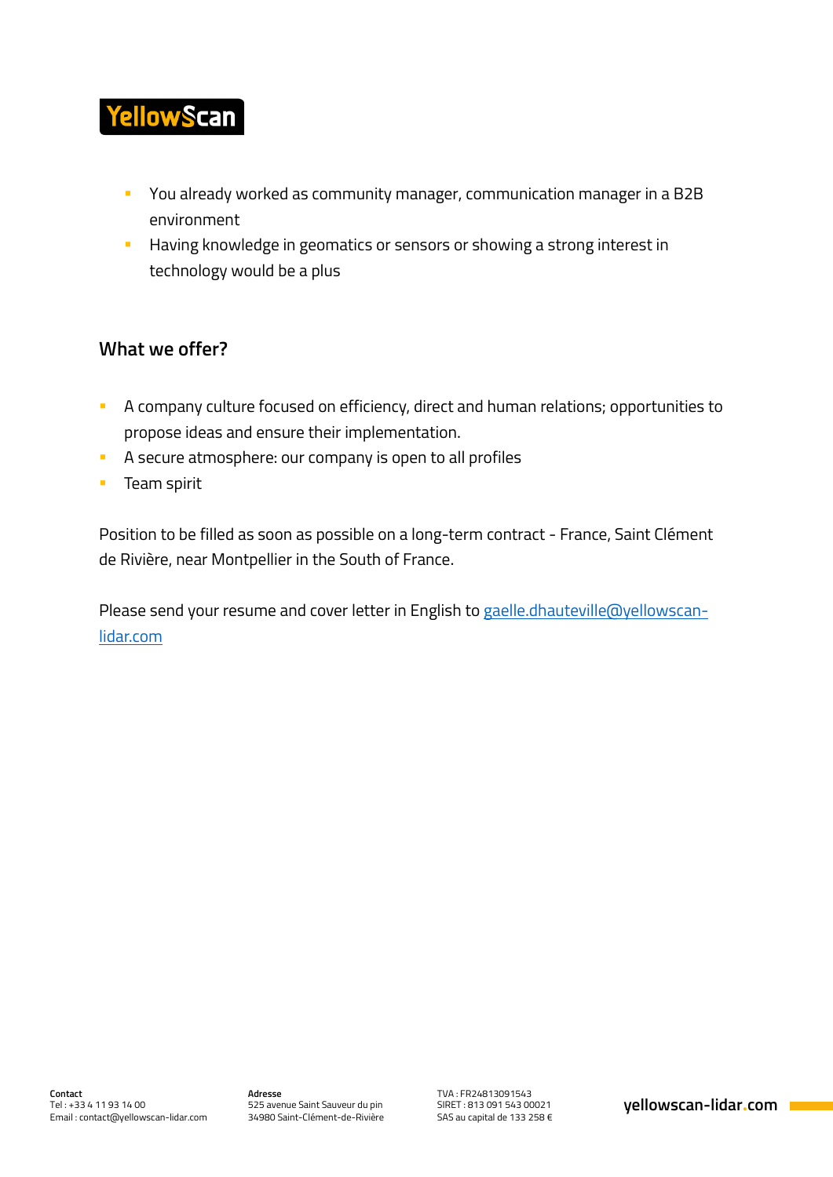- You already worked as community manager, communication manager in a B2B environment
- Having knowledge in geomatics or sensors or showing a strong interest in technology would be a plus

## What we offer?

- A company culture focused on efficiency, direct and human relations; opportunities to propose ideas and ensure their implementation.
- A secure atmosphere: our company is open to all profiles
- Team spirit

Position to be filled as soon as possible on a long-term contract - France, Saint Clément de Rivière, near Montpellier in the South of France.

Please send your resume and cover letter in English to gaelle.dhauteville@yellowscan-lidar.com